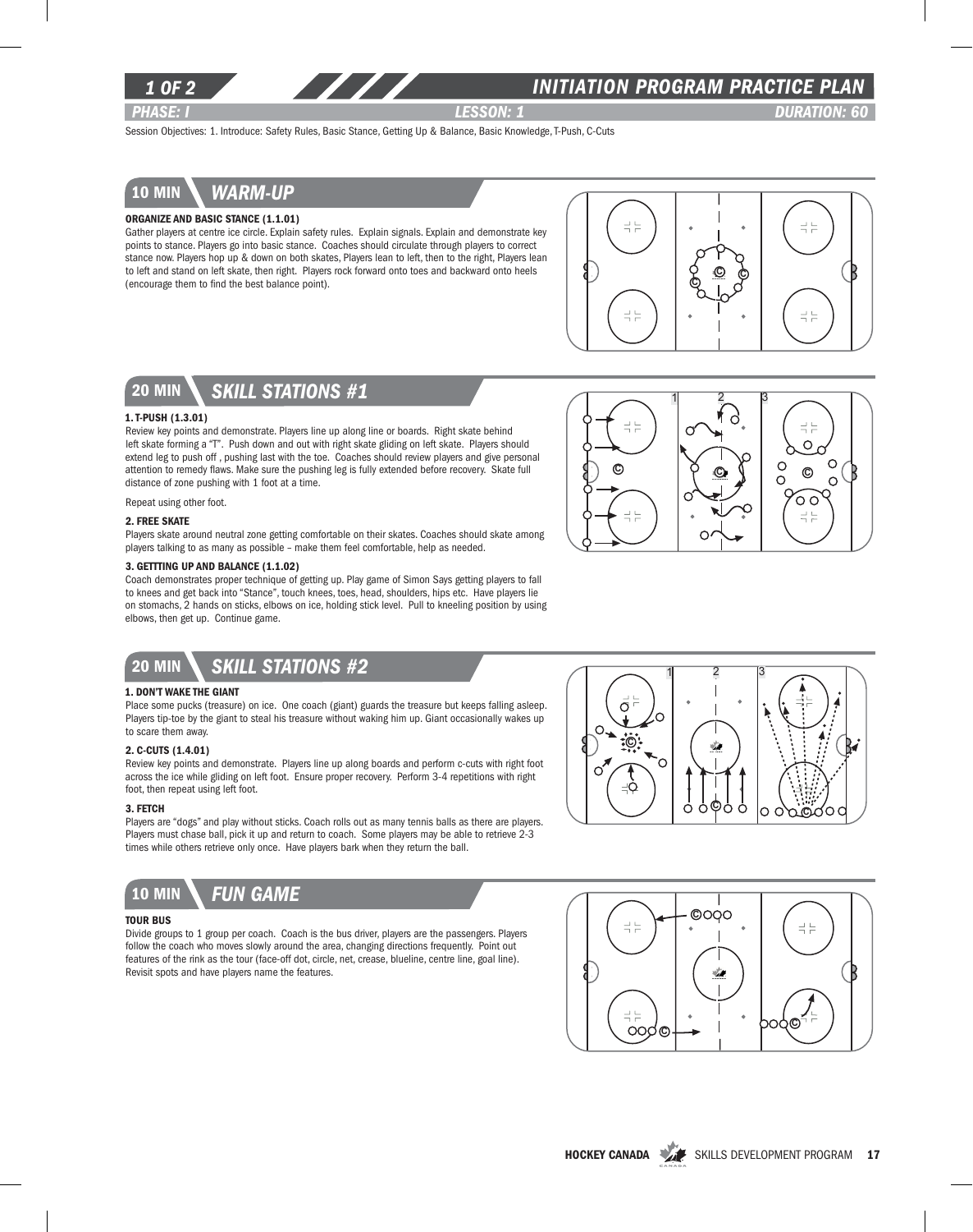# INITIATION PROGRAM PRACTICE PLAN

*PHASE: I* | *LESSON: 1* | *DURATION: 60*

Session Objectives: 1. Introduce: Safety Rules, Basic Stance, Getting Up & Balance, Basic Knowledge, T-Push, C-Cuts

## 10 MIN — *WARM-UP*

**ORGANIZE AND BASIC STANCE (1.1.01)**

Gather players at centre ice circle. Explain safety rules. Explain signals. Explain and demonstrate key points to stance. Players go into basic stance. Coaches should circulate through players to correct stance now. Players hop up & down on both skates, Players lean to left, then to the right, Players lean to left and stand on left skate, then right. Players rock forward onto toes and backward onto heels (encourage them to find the best balance point).

## 20 MIN — *SKILL STATIONS #1*

**1. T-PUSH (1.3.01)**

Review key points and demonstrate. Players line up along line or boards. Right skate behind left skate forming a "T". Push down and out with right skate gliding on left skate. Players should extend leg to push off , pushing last with the toe. Coaches should review players and give personal attention to remedy flaws. Make sure the pushing leg is fully extended before recovery. Skate full distance of zone pushing with 1 foot at a time.

Repeat using other foot.

**2. FREE SKATE**

Players skate around neutral zone getting comfortable on their skates. Coaches should skate among players talking to as many as possible – make them feel comfortable, help as needed.

**3. GETTTING UP AND BALANCE (1.1.02)**

Coach demonstrates proper technique of getting up. Play game of Simon Says getting players to fall to knees and get back into "Stance", touch knees, toes, head, shoulders, hips etc. Have players lie on stomachs, 2 hands on sticks, elbows on ice, holding stick level. Pull to kneeling position by using elbows, then get up. Continue game.

## 20 MIN — *SKILL STATIONS #2*

**1. DON'T WAKE THE GIANT**

Place some pucks (treasure) on ice. One coach (giant) guards the treasure but keeps falling asleep. Players tip-toe by the giant to steal his treasure without waking him up. Giant occasionally wakes up to scare them away.

**2. C-CUTS (1.4.01)**

Review key points and demonstrate. Players line up along boards and perform c-cuts with right foot across the ice while gliding on left foot. Ensure proper recovery. Perform 3-4 repetitions with right foot, then repeat using left foot.

**3. FETCH**

Players are "dogs" and play without sticks. Coach rolls out as many tennis balls as there are players. Players must chase ball, pick it up and return to coach. Some players may be able to retrieve 2-3 times while others retrieve only once. Have players bark when they return the ball.

## 10 MIN — *FUN GAME*

**TOUR BUS**

Divide groups to 1 group per coach. Coach is the bus driver, players are the passengers. Players follow the coach who moves slowly around the area, changing directions frequently. Point out features of the rink as the tour (face-off dot, circle, net, crease, blueline, centre line, goal line). Revisit spots and have players name the features.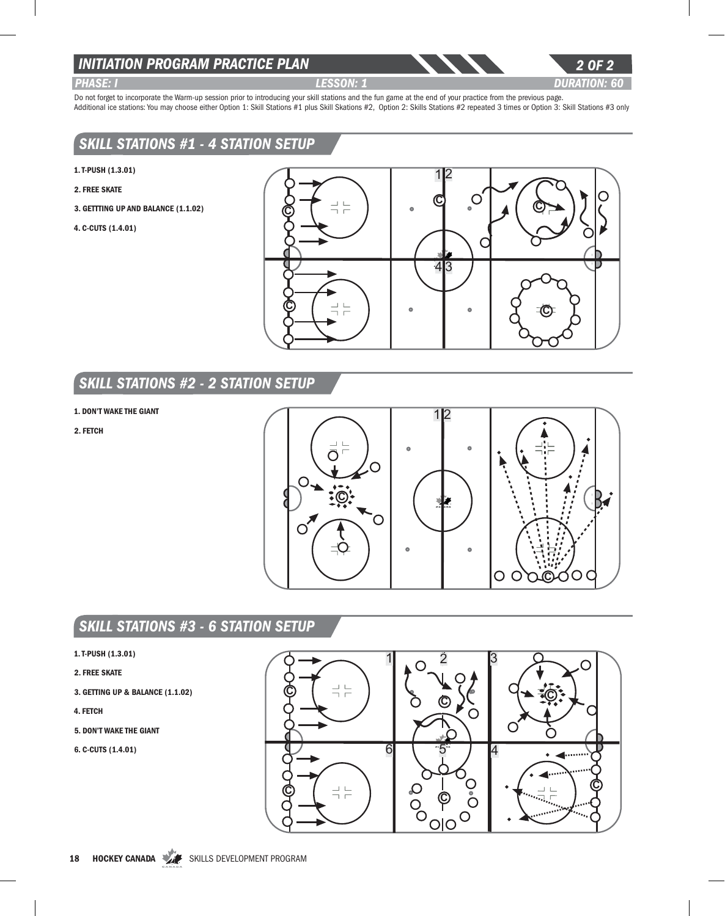## INITIATION PROGRAM PRACTICE PLAN

*PHASE: I* *LESSON: 1* *DURATION: 60*

Do not forget to incorporate the Warm-up session prior to introducing your skill stations and the fun game at the end of your practice from the previous page.
Additional ice stations: You may choose either Option 1: Skill Stations #1 plus Skill Skations #2, Option 2: Skills Stations #2 repeated 3 times or Option 3: Skill Stations #3 only

## SKILL STATIONS #1 - 4 STATION SETUP

1. T-PUSH (1.3.01)
2. FREE SKATE
3. GETTTING UP AND BALANCE (1.1.02)
4. C-CUTS (1.4.01)

1 2

4 3

## SKILL STATIONS #2 - 2 STATION SETUP

1. DON'T WAKE THE GIANT
2. FETCH

1 2

## SKILL STATIONS #3 - 6 STATION SETUP

1. T-PUSH (1.3.01)
2. FREE SKATE
3. GETTING UP & BALANCE (1.1.02)
4. FETCH
5. DON'T WAKE THE GIANT
6. C-CUTS (1.4.01)

1 2 3

6 5 4